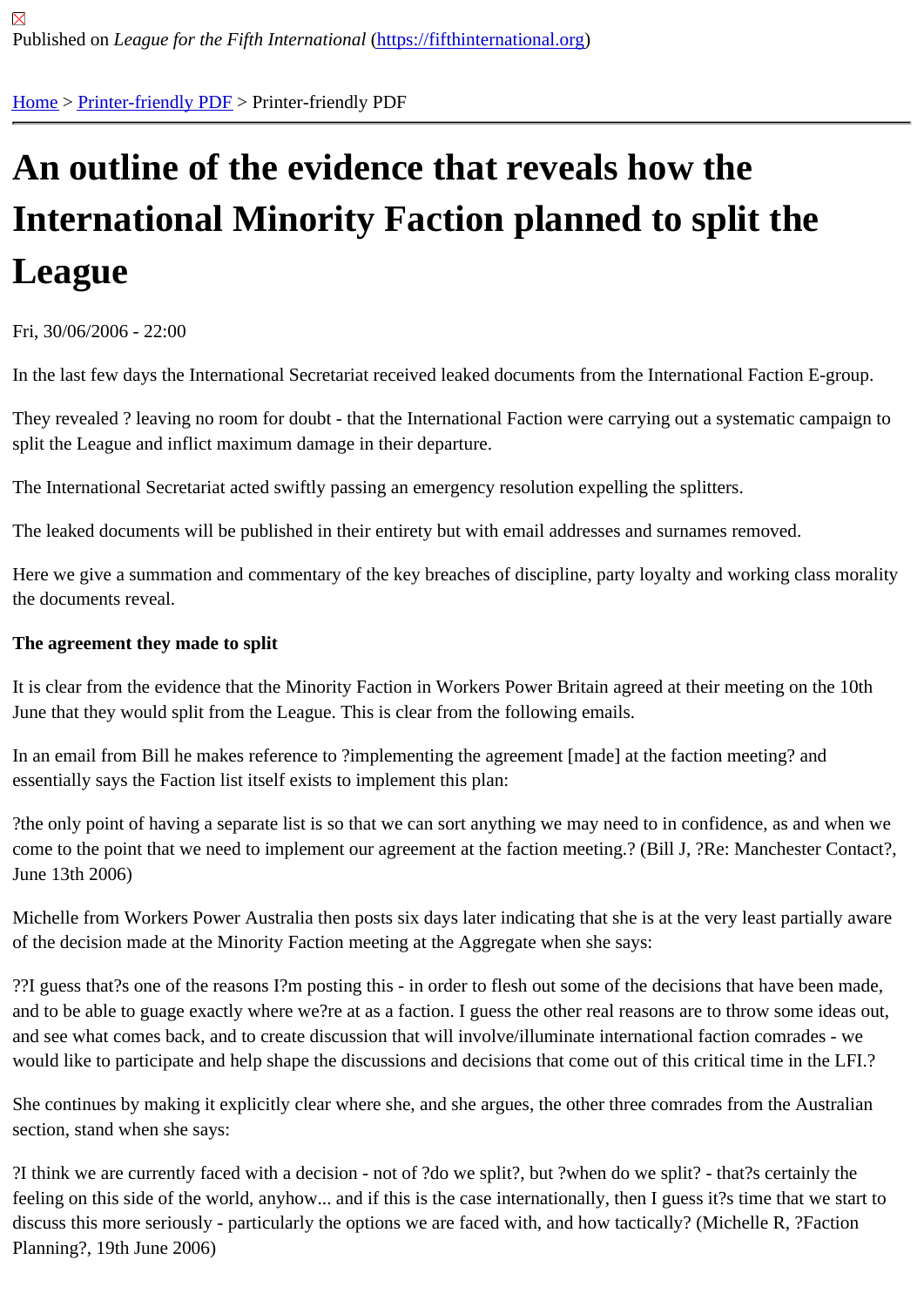Published on *League for the Fifth International* (https://fifthinternational.org)

Home > Printer-friendly PDF > Printer-friendly PDF

# An outline of the evidence that reveals how the International Minority Faction planned to split the League

Fri, 30/06/2006 - 22:00

In the last few days the International Secretariat received leaked documents from the International Faction E-group.

They revealed ? leaving no room for doubt - that the International Faction were carrying out a systematic campaign to split the League and inflict maximum damage in their departure.

The International Secretariat acted swiftly passing an emergency resolution expelling the splitters.

The leaked documents will be published in their entirety but with email addresses and surnames removed.

Here we give a summation and commentary of the key breaches of discipline, party loyalty and working class morality the documents reveal.

**The agreement they made to split**

It is clear from the evidence that the Minority Faction in Workers Power Britain agreed at their meeting on the 10th June that they would split from the League. This is clear from the following emails.

In an email from Bill he makes reference to ?implementing the agreement [made] at the faction meeting? and essentially says the Faction list itself exists to implement this plan:

?the only point of having a separate list is so that we can sort anything we may need to in confidence, as and when we come to the point that we need to implement our agreement at the faction meeting.? (Bill J, ?Re: Manchester Contact?, June 13th 2006)

Michelle from Workers Power Australia then posts six days later indicating that she is at the very least partially aware of the decision made at the Minority Faction meeting at the Aggregate when she says:

??I guess that?s one of the reasons I?m posting this - in order to flesh out some of the decisions that have been made, and to be able to guage exactly where we?re at as a faction. I guess the other real reasons are to throw some ideas out, and see what comes back, and to create discussion that will involve/illuminate international faction comrades - we would like to participate and help shape the discussions and decisions that come out of this critical time in the LFI.?

She continues by making it explicitly clear where she, and she argues, the other three comrades from the Australian section, stand when she says:

?I think we are currently faced with a decision - not of ?do we split?, but ?when do we split? - that?s certainly the feeling on this side of the world, anyhow... and if this is the case internationally, then I guess it?s time that we start to discuss this more seriously - particularly the options we are faced with, and how tactically? (Michelle R, ?Faction Planning?, 19th June 2006)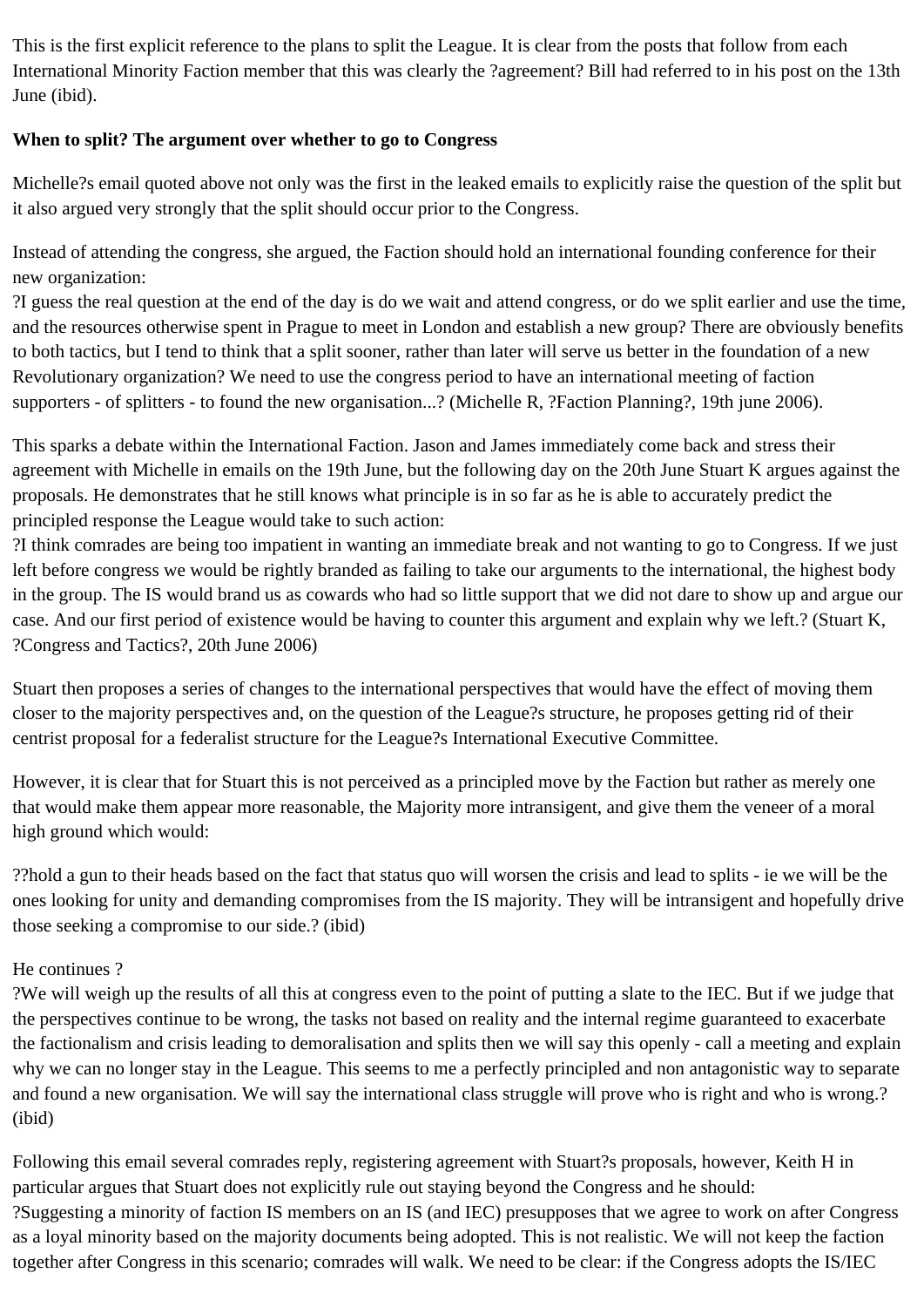This is the first explicit reference to the plans to split the League. It is clear from the posts that follow from each International Minority Faction member that this was clearly the ?agreement? Bill had referred to in his post on the 13th June (ibid).

**When to split? The argument over whether to go to Congress**

Michelle?s email quoted above not only was the first in the leaked emails to explicitly raise the question of the split but it also argued very strongly that the split should occur prior to the Congress.

Instead of attending the congress, she argued, the Faction should hold an international founding conference for their new organization:
?I guess the real question at the end of the day is do we wait and attend congress, or do we split earlier and use the time, and the resources otherwise spent in Prague to meet in London and establish a new group? There are obviously benefits to both tactics, but I tend to think that a split sooner, rather than later will serve us better in the foundation of a new Revolutionary organization? We need to use the congress period to have an international meeting of faction supporters - of splitters - to found the new organisation...? (Michelle R, ?Faction Planning?, 19th june 2006).

This sparks a debate within the International Faction. Jason and James immediately come back and stress their agreement with Michelle in emails on the 19th June, but the following day on the 20th June Stuart K argues against the proposals. He demonstrates that he still knows what principle is in so far as he is able to accurately predict the principled response the League would take to such action:
?I think comrades are being too impatient in wanting an immediate break and not wanting to go to Congress. If we just left before congress we would be rightly branded as failing to take our arguments to the international, the highest body in the group. The IS would brand us as cowards who had so little support that we did not dare to show up and argue our case. And our first period of existence would be having to counter this argument and explain why we left.? (Stuart K, ?Congress and Tactics?, 20th June 2006)

Stuart then proposes a series of changes to the international perspectives that would have the effect of moving them closer to the majority perspectives and, on the question of the League?s structure, he proposes getting rid of their centrist proposal for a federalist structure for the League?s International Executive Committee.

However, it is clear that for Stuart this is not perceived as a principled move by the Faction but rather as merely one that would make them appear more reasonable, the Majority more intransigent, and give them the veneer of a moral high ground which would:

??hold a gun to their heads based on the fact that status quo will worsen the crisis and lead to splits - ie we will be the ones looking for unity and demanding compromises from the IS majority. They will be intransigent and hopefully drive those seeking a compromise to our side.? (ibid)

He continues ?
?We will weigh up the results of all this at congress even to the point of putting a slate to the IEC. But if we judge that the perspectives continue to be wrong, the tasks not based on reality and the internal regime guaranteed to exacerbate the factionalism and crisis leading to demoralisation and splits then we will say this openly - call a meeting and explain why we can no longer stay in the League. This seems to me a perfectly principled and non antagonistic way to separate and found a new organisation. We will say the international class struggle will prove who is right and who is wrong.? (ibid)

Following this email several comrades reply, registering agreement with Stuart?s proposals, however, Keith H in particular argues that Stuart does not explicitly rule out staying beyond the Congress and he should:
?Suggesting a minority of faction IS members on an IS (and IEC) presupposes that we agree to work on after Congress as a loyal minority based on the majority documents being adopted. This is not realistic. We will not keep the faction together after Congress in this scenario; comrades will walk. We need to be clear: if the Congress adopts the IS/IEC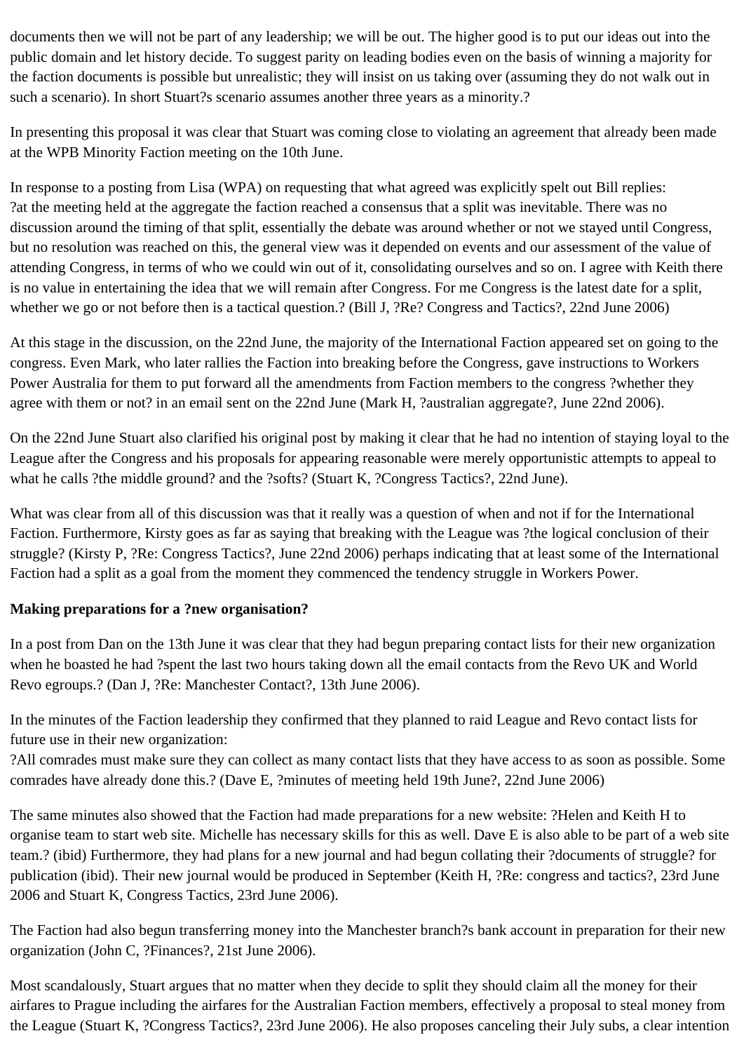documents then we will not be part of any leadership; we will be out. The higher good is to put our ideas out into the public domain and let history decide. To suggest parity on leading bodies even on the basis of winning a majority for the faction documents is possible but unrealistic; they will insist on us taking over (assuming they do not walk out in such a scenario). In short Stuart?s scenario assumes another three years as a minority.?

In presenting this proposal it was clear that Stuart was coming close to violating an agreement that already been made at the WPB Minority Faction meeting on the 10th June.

In response to a posting from Lisa (WPA) on requesting that what agreed was explicitly spelt out Bill replies: ?at the meeting held at the aggregate the faction reached a consensus that a split was inevitable. There was no discussion around the timing of that split, essentially the debate was around whether or not we stayed until Congress, but no resolution was reached on this, the general view was it depended on events and our assessment of the value of attending Congress, in terms of who we could win out of it, consolidating ourselves and so on. I agree with Keith there is no value in entertaining the idea that we will remain after Congress. For me Congress is the latest date for a split, whether we go or not before then is a tactical question.? (Bill J, ?Re? Congress and Tactics?, 22nd June 2006)

At this stage in the discussion, on the 22nd June, the majority of the International Faction appeared set on going to the congress. Even Mark, who later rallies the Faction into breaking before the Congress, gave instructions to Workers Power Australia for them to put forward all the amendments from Faction members to the congress ?whether they agree with them or not? in an email sent on the 22nd June (Mark H, ?australian aggregate?, June 22nd 2006).

On the 22nd June Stuart also clarified his original post by making it clear that he had no intention of staying loyal to the League after the Congress and his proposals for appearing reasonable were merely opportunistic attempts to appeal to what he calls ?the middle ground? and the ?softs? (Stuart K, ?Congress Tactics?, 22nd June).

What was clear from all of this discussion was that it really was a question of when and not if for the International Faction. Furthermore, Kirsty goes as far as saying that breaking with the League was ?the logical conclusion of their struggle? (Kirsty P, ?Re: Congress Tactics?, June 22nd 2006) perhaps indicating that at least some of the International Faction had a split as a goal from the moment they commenced the tendency struggle in Workers Power.

**Making preparations for a ?new organisation?**

In a post from Dan on the 13th June it was clear that they had begun preparing contact lists for their new organization when he boasted he had ?spent the last two hours taking down all the email contacts from the Revo UK and World Revo egroups.? (Dan J, ?Re: Manchester Contact?, 13th June 2006).

In the minutes of the Faction leadership they confirmed that they planned to raid League and Revo contact lists for future use in their new organization:
?All comrades must make sure they can collect as many contact lists that they have access to as soon as possible. Some comrades have already done this.? (Dave E, ?minutes of meeting held 19th June?, 22nd June 2006)

The same minutes also showed that the Faction had made preparations for a new website: ?Helen and Keith H to organise team to start web site. Michelle has necessary skills for this as well. Dave E is also able to be part of a web site team.? (ibid) Furthermore, they had plans for a new journal and had begun collating their ?documents of struggle? for publication (ibid). Their new journal would be produced in September (Keith H, ?Re: congress and tactics?, 23rd June 2006 and Stuart K, Congress Tactics, 23rd June 2006).

The Faction had also begun transferring money into the Manchester branch?s bank account in preparation for their new organization (John C, ?Finances?, 21st June 2006).

Most scandalously, Stuart argues that no matter when they decide to split they should claim all the money for their airfares to Prague including the airfares for the Australian Faction members, effectively a proposal to steal money from the League (Stuart K, ?Congress Tactics?, 23rd June 2006). He also proposes canceling their July subs, a clear intention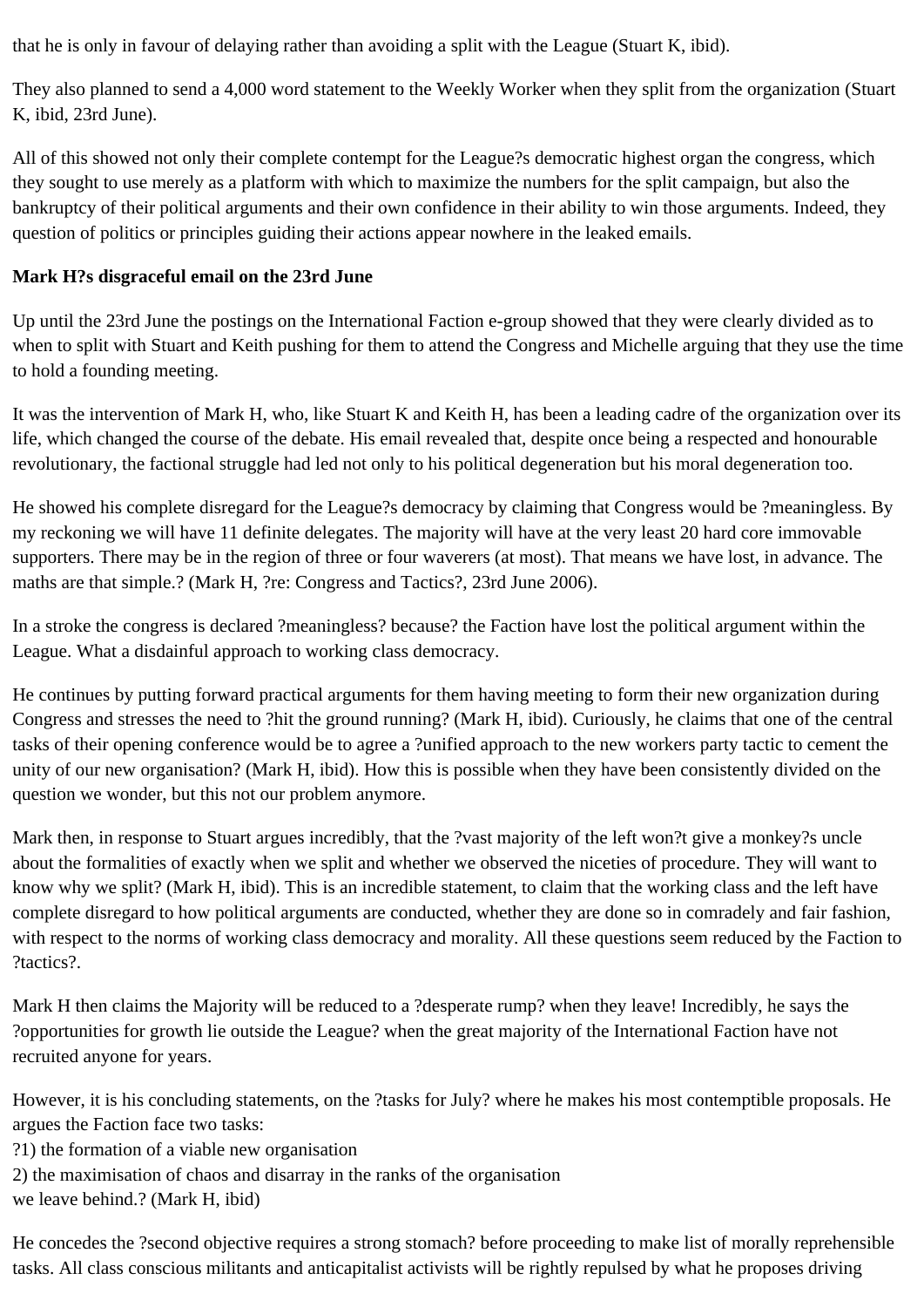that he is only in favour of delaying rather than avoiding a split with the League (Stuart K, ibid).

They also planned to send a 4,000 word statement to the Weekly Worker when they split from the organization (Stuart K, ibid, 23rd June).

All of this showed not only their complete contempt for the League?s democratic highest organ the congress, which they sought to use merely as a platform with which to maximize the numbers for the split campaign, but also the bankruptcy of their political arguments and their own confidence in their ability to win those arguments. Indeed, they question of politics or principles guiding their actions appear nowhere in the leaked emails.

**Mark H?s disgraceful email on the 23rd June**

Up until the 23rd June the postings on the International Faction e-group showed that they were clearly divided as to when to split with Stuart and Keith pushing for them to attend the Congress and Michelle arguing that they use the time to hold a founding meeting.

It was the intervention of Mark H, who, like Stuart K and Keith H, has been a leading cadre of the organization over its life, which changed the course of the debate. His email revealed that, despite once being a respected and honourable revolutionary, the factional struggle had led not only to his political degeneration but his moral degeneration too.

He showed his complete disregard for the League?s democracy by claiming that Congress would be ?meaningless. By my reckoning we will have 11 definite delegates. The majority will have at the very least 20 hard core immovable supporters. There may be in the region of three or four waverers (at most). That means we have lost, in advance. The maths are that simple.? (Mark H, ?re: Congress and Tactics?, 23rd June 2006).

In a stroke the congress is declared ?meaningless? because? the Faction have lost the political argument within the League. What a disdainful approach to working class democracy.

He continues by putting forward practical arguments for them having meeting to form their new organization during Congress and stresses the need to ?hit the ground running? (Mark H, ibid). Curiously, he claims that one of the central tasks of their opening conference would be to agree a ?unified approach to the new workers party tactic to cement the unity of our new organisation? (Mark H, ibid). How this is possible when they have been consistently divided on the question we wonder, but this not our problem anymore.

Mark then, in response to Stuart argues incredibly, that the ?vast majority of the left won?t give a monkey?s uncle about the formalities of exactly when we split and whether we observed the niceties of procedure. They will want to know why we split? (Mark H, ibid). This is an incredible statement, to claim that the working class and the left have complete disregard to how political arguments are conducted, whether they are done so in comradely and fair fashion, with respect to the norms of working class democracy and morality. All these questions seem reduced by the Faction to ?tactics?.

Mark H then claims the Majority will be reduced to a ?desperate rump? when they leave! Incredibly, he says the ?opportunities for growth lie outside the League? when the great majority of the International Faction have not recruited anyone for years.

However, it is his concluding statements, on the ?tasks for July? where he makes his most contemptible proposals. He argues the Faction face two tasks:
?1) the formation of a viable new organisation
2) the maximisation of chaos and disarray in the ranks of the organisation
we leave behind.? (Mark H, ibid)

He concedes the ?second objective requires a strong stomach? before proceeding to make list of morally reprehensible tasks. All class conscious militants and anticapitalist activists will be rightly repulsed by what he proposes driving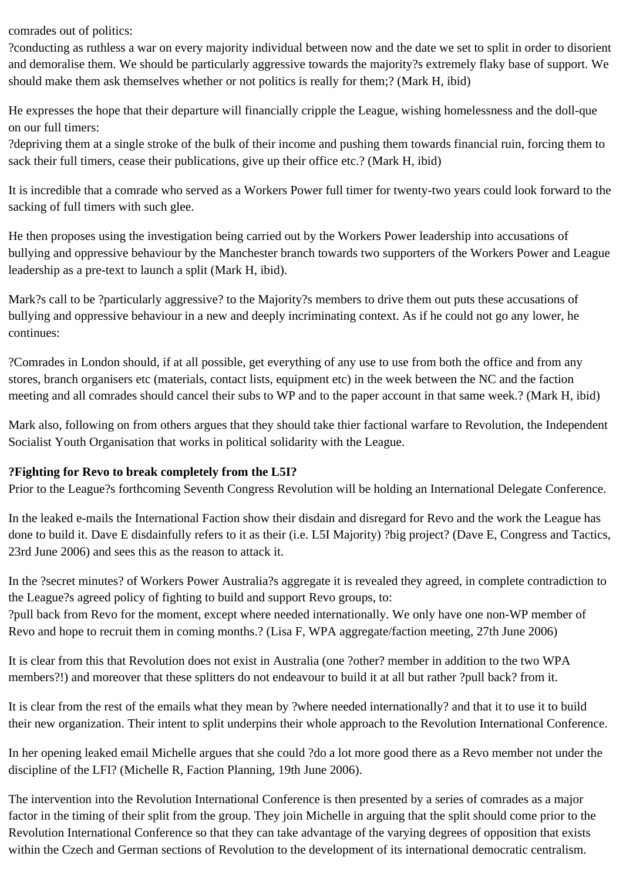comrades out of politics:
?conducting as ruthless a war on every majority individual between now and the date we set to split in order to disorient and demoralise them. We should be particularly aggressive towards the majority?s extremely flaky base of support. We should make them ask themselves whether or not politics is really for them;? (Mark H, ibid)

He expresses the hope that their departure will financially cripple the League, wishing homelessness and the doll-que on our full timers:
?depriving them at a single stroke of the bulk of their income and pushing them towards financial ruin, forcing them to sack their full timers, cease their publications, give up their office etc.? (Mark H, ibid)

It is incredible that a comrade who served as a Workers Power full timer for twenty-two years could look forward to the sacking of full timers with such glee.

He then proposes using the investigation being carried out by the Workers Power leadership into accusations of bullying and oppressive behaviour by the Manchester branch towards two supporters of the Workers Power and League leadership as a pre-text to launch a split (Mark H, ibid).

Mark?s call to be ?particularly aggressive? to the Majority?s members to drive them out puts these accusations of bullying and oppressive behaviour in a new and deeply incriminating context. As if he could not go any lower, he continues:

?Comrades in London should, if at all possible, get everything of any use to use from both the office and from any stores, branch organisers etc (materials, contact lists, equipment etc) in the week between the NC and the faction meeting and all comrades should cancel their subs to WP and to the paper account in that same week.? (Mark H, ibid)

Mark also, following on from others argues that they should take thier factional warfare to Revolution, the Independent Socialist Youth Organisation that works in political solidarity with the League.

**?Fighting for Revo to break completely from the L5I?**
Prior to the League?s forthcoming Seventh Congress Revolution will be holding an International Delegate Conference.

In the leaked e-mails the International Faction show their disdain and disregard for Revo and the work the League has done to build it. Dave E disdainfully refers to it as their (i.e. L5I Majority) ?big project? (Dave E, Congress and Tactics, 23rd June 2006) and sees this as the reason to attack it.

In the ?secret minutes? of Workers Power Australia?s aggregate it is revealed they agreed, in complete contradiction to the League?s agreed policy of fighting to build and support Revo groups, to:
?pull back from Revo for the moment, except where needed internationally. We only have one non-WP member of Revo and hope to recruit them in coming months.? (Lisa F, WPA aggregate/faction meeting, 27th June 2006)

It is clear from this that Revolution does not exist in Australia (one ?other? member in addition to the two WPA members?!) and moreover that these splitters do not endeavour to build it at all but rather ?pull back? from it.

It is clear from the rest of the emails what they mean by ?where needed internationally? and that it to use it to build their new organization. Their intent to split underpins their whole approach to the Revolution International Conference.

In her opening leaked email Michelle argues that she could ?do a lot more good there as a Revo member not under the discipline of the LFI? (Michelle R, Faction Planning, 19th June 2006).

The intervention into the Revolution International Conference is then presented by a series of comrades as a major factor in the timing of their split from the group. They join Michelle in arguing that the split should come prior to the Revolution International Conference so that they can take advantage of the varying degrees of opposition that exists within the Czech and German sections of Revolution to the development of its international democratic centralism.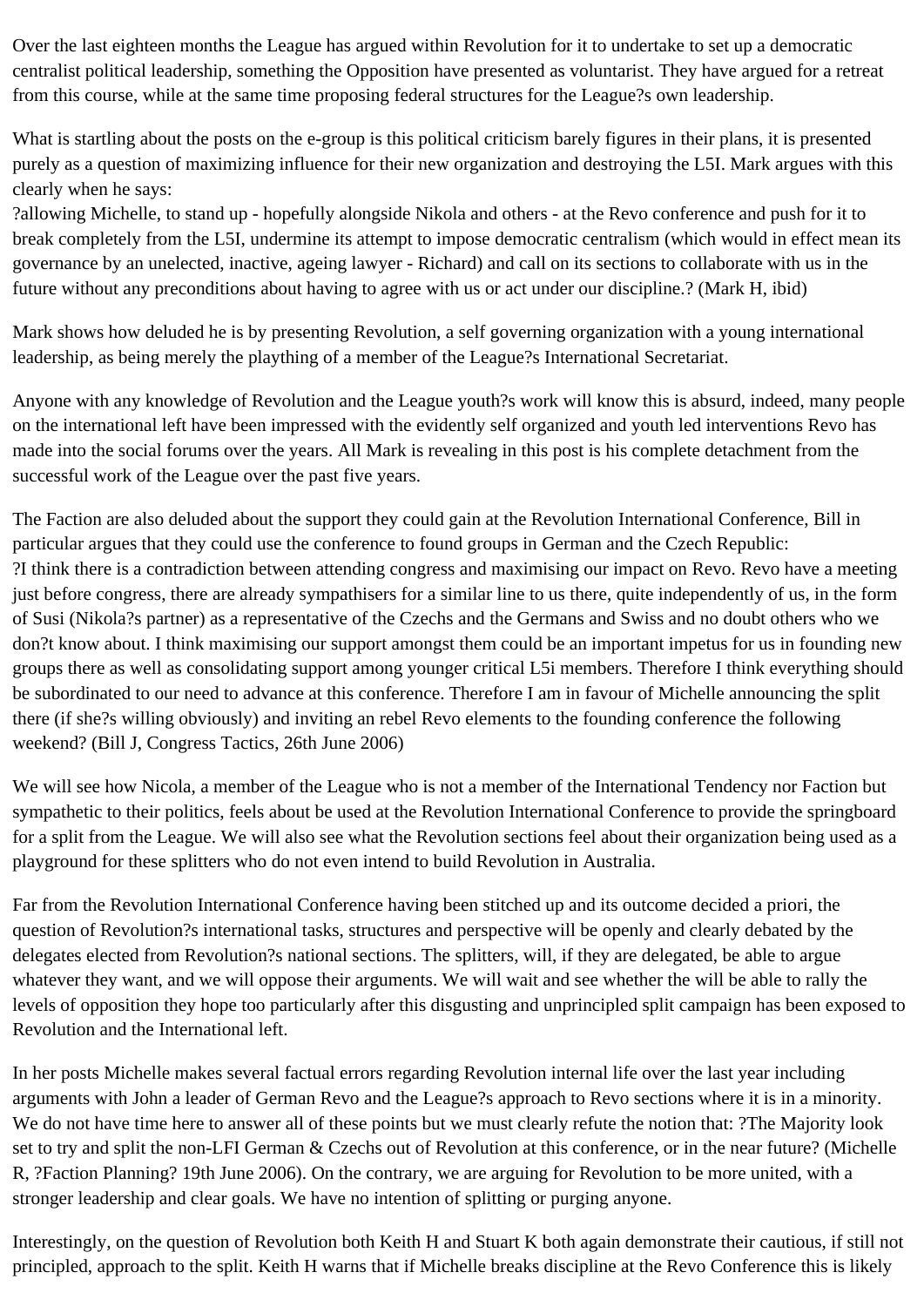Over the last eighteen months the League has argued within Revolution for it to undertake to set up a democratic centralist political leadership, something the Opposition have presented as voluntarist. They have argued for a retreat from this course, while at the same time proposing federal structures for the League?s own leadership.

What is startling about the posts on the e-group is this political criticism barely figures in their plans, it is presented purely as a question of maximizing influence for their new organization and destroying the L5I. Mark argues with this clearly when he says:
?allowing Michelle, to stand up - hopefully alongside Nikola and others - at the Revo conference and push for it to break completely from the L5I, undermine its attempt to impose democratic centralism (which would in effect mean its governance by an unelected, inactive, ageing lawyer - Richard) and call on its sections to collaborate with us in the future without any preconditions about having to agree with us or act under our discipline.? (Mark H, ibid)

Mark shows how deluded he is by presenting Revolution, a self governing organization with a young international leadership, as being merely the plaything of a member of the League?s International Secretariat.

Anyone with any knowledge of Revolution and the League youth?s work will know this is absurd, indeed, many people on the international left have been impressed with the evidently self organized and youth led interventions Revo has made into the social forums over the years. All Mark is revealing in this post is his complete detachment from the successful work of the League over the past five years.

The Faction are also deluded about the support they could gain at the Revolution International Conference, Bill in particular argues that they could use the conference to found groups in German and the Czech Republic:
?I think there is a contradiction between attending congress and maximising our impact on Revo. Revo have a meeting just before congress, there are already sympathisers for a similar line to us there, quite independently of us, in the form of Susi (Nikola?s partner) as a representative of the Czechs and the Germans and Swiss and no doubt others who we don?t know about. I think maximising our support amongst them could be an important impetus for us in founding new groups there as well as consolidating support among younger critical L5i members. Therefore I think everything should be subordinated to our need to advance at this conference. Therefore I am in favour of Michelle announcing the split there (if she?s willing obviously) and inviting an rebel Revo elements to the founding conference the following weekend? (Bill J, Congress Tactics, 26th June 2006)

We will see how Nicola, a member of the League who is not a member of the International Tendency nor Faction but sympathetic to their politics, feels about be used at the Revolution International Conference to provide the springboard for a split from the League. We will also see what the Revolution sections feel about their organization being used as a playground for these splitters who do not even intend to build Revolution in Australia.

Far from the Revolution International Conference having been stitched up and its outcome decided a priori, the question of Revolution?s international tasks, structures and perspective will be openly and clearly debated by the delegates elected from Revolution?s national sections. The splitters, will, if they are delegated, be able to argue whatever they want, and we will oppose their arguments. We will wait and see whether the will be able to rally the levels of opposition they hope too particularly after this disgusting and unprincipled split campaign has been exposed to Revolution and the International left.

In her posts Michelle makes several factual errors regarding Revolution internal life over the last year including arguments with John a leader of German Revo and the League?s approach to Revo sections where it is in a minority. We do not have time here to answer all of these points but we must clearly refute the notion that: ?The Majority look set to try and split the non-LFI German & Czechs out of Revolution at this conference, or in the near future? (Michelle R, ?Faction Planning? 19th June 2006). On the contrary, we are arguing for Revolution to be more united, with a stronger leadership and clear goals. We have no intention of splitting or purging anyone.

Interestingly, on the question of Revolution both Keith H and Stuart K both again demonstrate their cautious, if still not principled, approach to the split. Keith H warns that if Michelle breaks discipline at the Revo Conference this is likely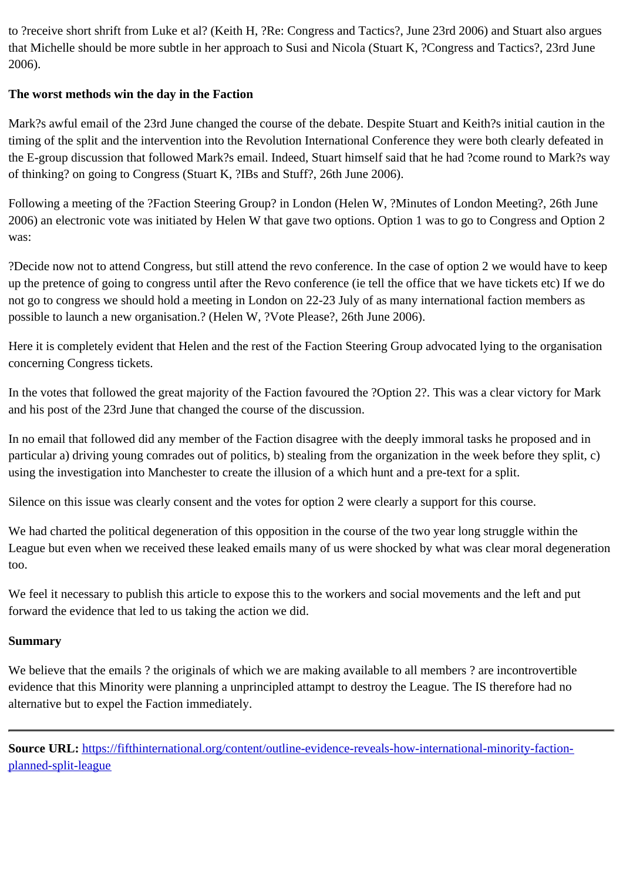to ?receive short shrift from Luke et al? (Keith H, ?Re: Congress and Tactics?, June 23rd 2006) and Stuart also argues that Michelle should be more subtle in her approach to Susi and Nicola (Stuart K, ?Congress and Tactics?, 23rd June 2006).

**The worst methods win the day in the Faction**

Mark?s awful email of the 23rd June changed the course of the debate. Despite Stuart and Keith?s initial caution in the timing of the split and the intervention into the Revolution International Conference they were both clearly defeated in the E-group discussion that followed Mark?s email. Indeed, Stuart himself said that he had ?come round to Mark?s way of thinking? on going to Congress (Stuart K, ?IBs and Stuff?, 26th June 2006).

Following a meeting of the ?Faction Steering Group? in London (Helen W, ?Minutes of London Meeting?, 26th June 2006) an electronic vote was initiated by Helen W that gave two options. Option 1 was to go to Congress and Option 2 was:

?Decide now not to attend Congress, but still attend the revo conference. In the case of option 2 we would have to keep up the pretence of going to congress until after the Revo conference (ie tell the office that we have tickets etc) If we do not go to congress we should hold a meeting in London on 22-23 July of as many international faction members as possible to launch a new organisation.? (Helen W, ?Vote Please?, 26th June 2006).

Here it is completely evident that Helen and the rest of the Faction Steering Group advocated lying to the organisation concerning Congress tickets.

In the votes that followed the great majority of the Faction favoured the ?Option 2?. This was a clear victory for Mark and his post of the 23rd June that changed the course of the discussion.

In no email that followed did any member of the Faction disagree with the deeply immoral tasks he proposed and in particular a) driving young comrades out of politics, b) stealing from the organization in the week before they split, c) using the investigation into Manchester to create the illusion of a which hunt and a pre-text for a split.

Silence on this issue was clearly consent and the votes for option 2 were clearly a support for this course.

We had charted the political degeneration of this opposition in the course of the two year long struggle within the League but even when we received these leaked emails many of us were shocked by what was clear moral degeneration too.

We feel it necessary to publish this article to expose this to the workers and social movements and the left and put forward the evidence that led to us taking the action we did.

**Summary**

We believe that the emails ? the originals of which we are making available to all members ? are incontrovertible evidence that this Minority were planning a unprincipled attampt to destroy the League. The IS therefore had no alternative but to expel the Faction immediately.

---

**Source URL:** https://fifthinternational.org/content/outline-evidence-reveals-how-international-minority-faction-planned-split-league